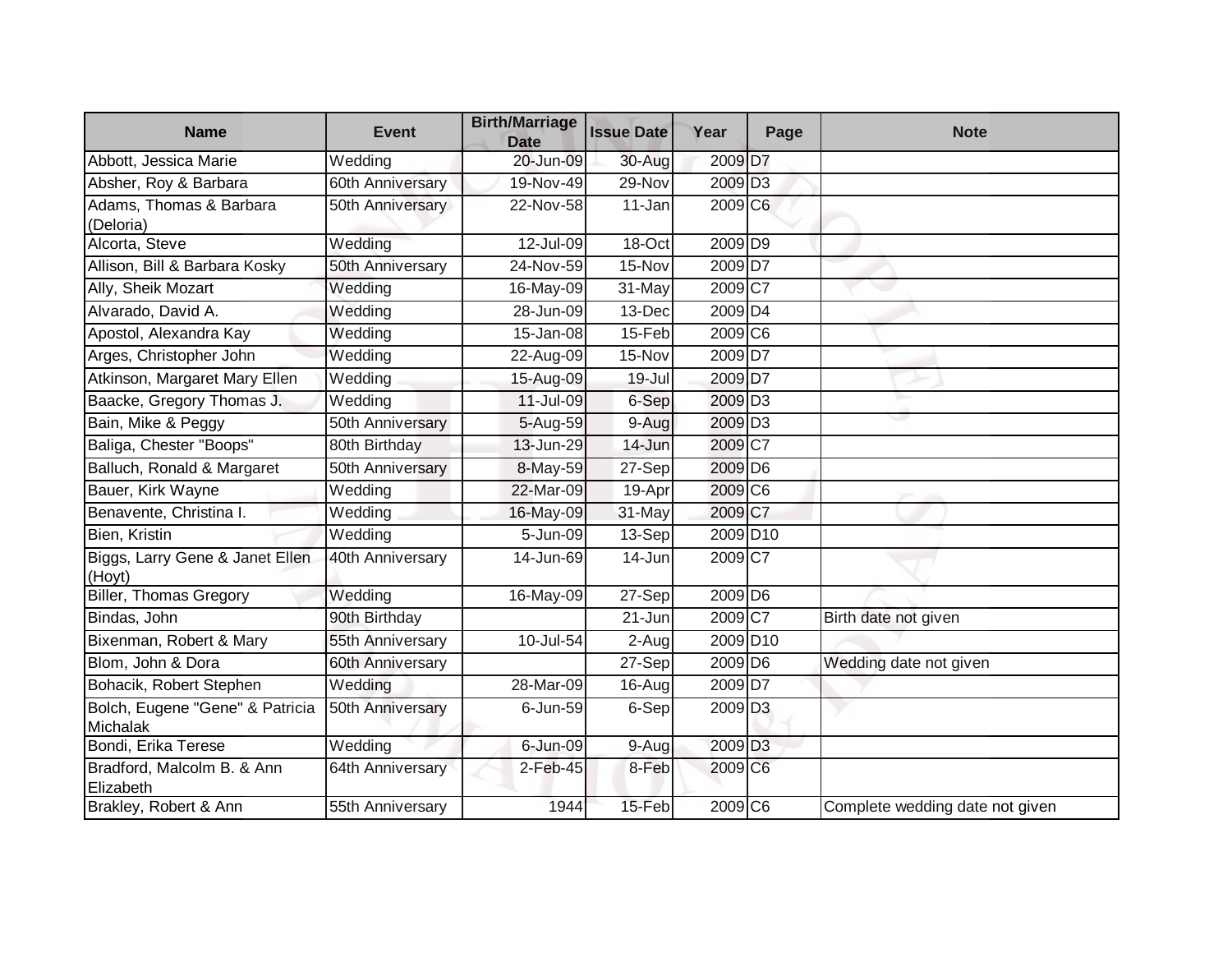| Name | Event | Birth/Marriage Date | Issue Date | Year | Page | Note |
|---|---|---|---|---|---|---|
| Abbott, Jessica Marie | Wedding | 20-Jun-09 | 30-Aug | 2009 | D7 | |
| Absher, Roy & Barbara | 60th Anniversary | 19-Nov-49 | 29-Nov | 2009 | D3 | |
| Adams, Thomas & Barbara (Deloria) | 50th Anniversary | 22-Nov-58 | 11-Jan | 2009 | C6 | |
| Alcorta, Steve | Wedding | 12-Jul-09 | 18-Oct | 2009 | D9 | |
| Allison, Bill & Barbara Kosky | 50th Anniversary | 24-Nov-59 | 15-Nov | 2009 | D7 | |
| Ally, Sheik Mozart | Wedding | 16-May-09 | 31-May | 2009 | C7 | |
| Alvarado, David A. | Wedding | 28-Jun-09 | 13-Dec | 2009 | D4 | |
| Apostol, Alexandra Kay | Wedding | 15-Jan-08 | 15-Feb | 2009 | C6 | |
| Arges, Christopher John | Wedding | 22-Aug-09 | 15-Nov | 2009 | D7 | |
| Atkinson, Margaret Mary Ellen | Wedding | 15-Aug-09 | 19-Jul | 2009 | D7 | |
| Baacke, Gregory Thomas J. | Wedding | 11-Jul-09 | 6-Sep | 2009 | D3 | |
| Bain, Mike & Peggy | 50th Anniversary | 5-Aug-59 | 9-Aug | 2009 | D3 | |
| Baliga, Chester "Boops" | 80th Birthday | 13-Jun-29 | 14-Jun | 2009 | C7 | |
| Balluch, Ronald & Margaret | 50th Anniversary | 8-May-59 | 27-Sep | 2009 | D6 | |
| Bauer, Kirk Wayne | Wedding | 22-Mar-09 | 19-Apr | 2009 | C6 | |
| Benavente, Christina I. | Wedding | 16-May-09 | 31-May | 2009 | C7 | |
| Bien, Kristin | Wedding | 5-Jun-09 | 13-Sep | 2009 | D10 | |
| Biggs, Larry Gene & Janet Ellen (Hoyt) | 40th Anniversary | 14-Jun-69 | 14-Jun | 2009 | C7 | |
| Biller, Thomas Gregory | Wedding | 16-May-09 | 27-Sep | 2009 | D6 | |
| Bindas, John | 90th Birthday | | 21-Jun | 2009 | C7 | Birth date not given |
| Bixenman, Robert & Mary | 55th Anniversary | 10-Jul-54 | 2-Aug | 2009 | D10 | |
| Blom, John & Dora | 60th Anniversary | | 27-Sep | 2009 | D6 | Wedding date not given |
| Bohacik, Robert Stephen | Wedding | 28-Mar-09 | 16-Aug | 2009 | D7 | |
| Bolch, Eugene "Gene" & Patricia Michalak | 50th Anniversary | 6-Jun-59 | 6-Sep | 2009 | D3 | |
| Bondi, Erika Terese | Wedding | 6-Jun-09 | 9-Aug | 2009 | D3 | |
| Bradford, Malcolm B. & Ann Elizabeth | 64th Anniversary | 2-Feb-45 | 8-Feb | 2009 | C6 | |
| Brakley, Robert & Ann | 55th Anniversary | 1944 | 15-Feb | 2009 | C6 | Complete wedding date not given |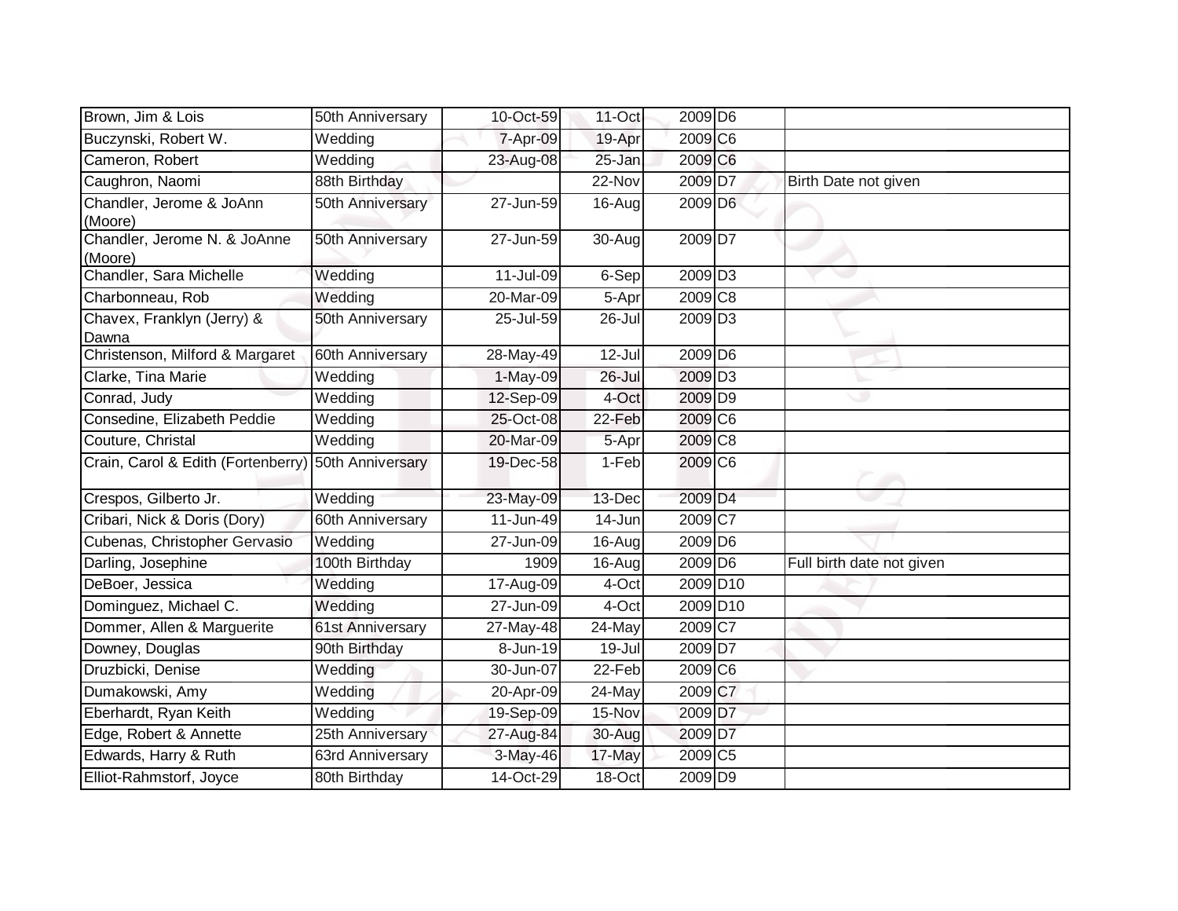| Brown, Jim & Lois | 50th Anniversary | 10-Oct-59 | 11-Oct | 2009 | D6 | |
|---|---|---|---|---|---|---|
| Buczynski, Robert W. | Wedding | 7-Apr-09 | 19-Apr | 2009 | C6 | |
| Cameron, Robert | Wedding | 23-Aug-08 | 25-Jan | 2009 | C6 | |
| Caughron, Naomi | 88th Birthday | | 22-Nov | 2009 | D7 | Birth Date not given |
| Chandler, Jerome & JoAnn (Moore) | 50th Anniversary | 27-Jun-59 | 16-Aug | 2009 | D6 | |
| Chandler, Jerome N. & JoAnne (Moore) | 50th Anniversary | 27-Jun-59 | 30-Aug | 2009 | D7 | |
| Chandler, Sara Michelle | Wedding | 11-Jul-09 | 6-Sep | 2009 | D3 | |
| Charbonneau, Rob | Wedding | 20-Mar-09 | 5-Apr | 2009 | C8 | |
| Chavex, Franklyn (Jerry) & Dawna | 50th Anniversary | 25-Jul-59 | 26-Jul | 2009 | D3 | |
| Christenson, Milford & Margaret | 60th Anniversary | 28-May-49 | 12-Jul | 2009 | D6 | |
| Clarke, Tina Marie | Wedding | 1-May-09 | 26-Jul | 2009 | D3 | |
| Conrad, Judy | Wedding | 12-Sep-09 | 4-Oct | 2009 | D9 | |
| Consedine, Elizabeth Peddie | Wedding | 25-Oct-08 | 22-Feb | 2009 | C6 | |
| Couture, Christal | Wedding | 20-Mar-09 | 5-Apr | 2009 | C8 | |
| Crain, Carol & Edith (Fortenberry) | 50th Anniversary | 19-Dec-58 | 1-Feb | 2009 | C6 | |
| Crespos, Gilberto Jr. | Wedding | 23-May-09 | 13-Dec | 2009 | D4 | |
| Cribari, Nick & Doris (Dory) | 60th Anniversary | 11-Jun-49 | 14-Jun | 2009 | C7 | |
| Cubenas, Christopher Gervasio | Wedding | 27-Jun-09 | 16-Aug | 2009 | D6 | |
| Darling, Josephine | 100th Birthday | 1909 | 16-Aug | 2009 | D6 | Full birth date not given |
| DeBoer, Jessica | Wedding | 17-Aug-09 | 4-Oct | 2009 | D10 | |
| Dominguez, Michael C. | Wedding | 27-Jun-09 | 4-Oct | 2009 | D10 | |
| Dommer, Allen & Marguerite | 61st Anniversary | 27-May-48 | 24-May | 2009 | C7 | |
| Downey, Douglas | 90th Birthday | 8-Jun-19 | 19-Jul | 2009 | D7 | |
| Druzbicki, Denise | Wedding | 30-Jun-07 | 22-Feb | 2009 | C6 | |
| Dumakowski, Amy | Wedding | 20-Apr-09 | 24-May | 2009 | C7 | |
| Eberhardt, Ryan Keith | Wedding | 19-Sep-09 | 15-Nov | 2009 | D7 | |
| Edge, Robert & Annette | 25th Anniversary | 27-Aug-84 | 30-Aug | 2009 | D7 | |
| Edwards, Harry & Ruth | 63rd Anniversary | 3-May-46 | 17-May | 2009 | C5 | |
| Elliot-Rahmstorf, Joyce | 80th Birthday | 14-Oct-29 | 18-Oct | 2009 | D9 | |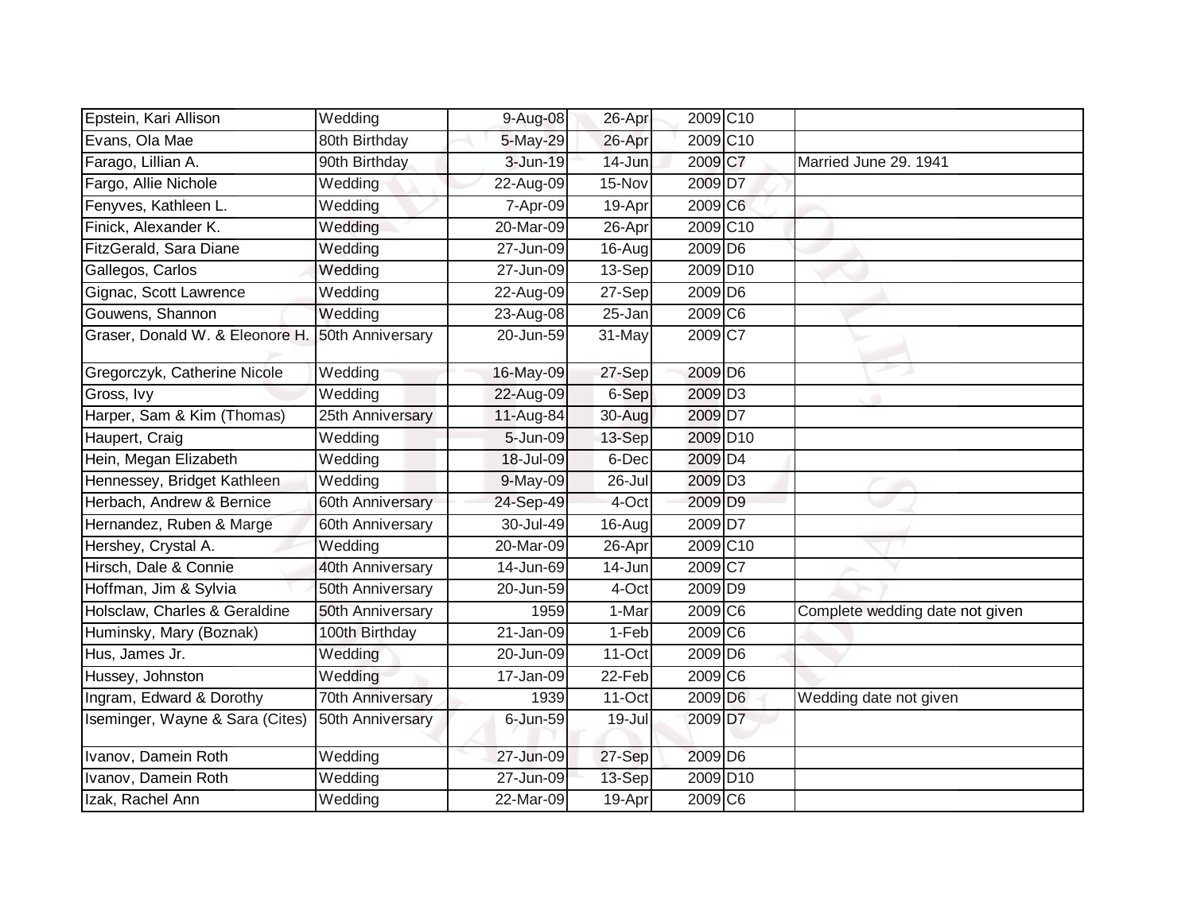| | | | | | | |
|---|---|---|---|---|---|---|
| Epstein, Kari Allison | Wedding | 9-Aug-08 | 26-Apr | 2009 | C10 | |
| Evans, Ola Mae | 80th Birthday | 5-May-29 | 26-Apr | 2009 | C10 | |
| Farago, Lillian A. | 90th Birthday | 3-Jun-19 | 14-Jun | 2009 | C7 | Married June 29. 1941 |
| Fargo, Allie Nichole | Wedding | 22-Aug-09 | 15-Nov | 2009 | D7 | |
| Fenyves, Kathleen L. | Wedding | 7-Apr-09 | 19-Apr | 2009 | C6 | |
| Finick, Alexander K. | Wedding | 20-Mar-09 | 26-Apr | 2009 | C10 | |
| FitzGerald, Sara Diane | Wedding | 27-Jun-09 | 16-Aug | 2009 | D6 | |
| Gallegos, Carlos | Wedding | 27-Jun-09 | 13-Sep | 2009 | D10 | |
| Gignac, Scott Lawrence | Wedding | 22-Aug-09 | 27-Sep | 2009 | D6 | |
| Gouwens, Shannon | Wedding | 23-Aug-08 | 25-Jan | 2009 | C6 | |
| Graser, Donald W. & Eleonore H. | 50th Anniversary | 20-Jun-59 | 31-May | 2009 | C7 | |
| Gregorczyk, Catherine Nicole | Wedding | 16-May-09 | 27-Sep | 2009 | D6 | |
| Gross, Ivy | Wedding | 22-Aug-09 | 6-Sep | 2009 | D3 | |
| Harper, Sam & Kim (Thomas) | 25th Anniversary | 11-Aug-84 | 30-Aug | 2009 | D7 | |
| Haupert, Craig | Wedding | 5-Jun-09 | 13-Sep | 2009 | D10 | |
| Hein, Megan Elizabeth | Wedding | 18-Jul-09 | 6-Dec | 2009 | D4 | |
| Hennessey, Bridget Kathleen | Wedding | 9-May-09 | 26-Jul | 2009 | D3 | |
| Herbach, Andrew & Bernice | 60th Anniversary | 24-Sep-49 | 4-Oct | 2009 | D9 | |
| Hernandez, Ruben & Marge | 60th Anniversary | 30-Jul-49 | 16-Aug | 2009 | D7 | |
| Hershey, Crystal A. | Wedding | 20-Mar-09 | 26-Apr | 2009 | C10 | |
| Hirsch, Dale & Connie | 40th Anniversary | 14-Jun-69 | 14-Jun | 2009 | C7 | |
| Hoffman, Jim & Sylvia | 50th Anniversary | 20-Jun-59 | 4-Oct | 2009 | D9 | |
| Holsclaw, Charles & Geraldine | 50th Anniversary | 1959 | 1-Mar | 2009 | C6 | Complete wedding date not given |
| Huminsky, Mary (Boznak) | 100th Birthday | 21-Jan-09 | 1-Feb | 2009 | C6 | |
| Hus, James Jr. | Wedding | 20-Jun-09 | 11-Oct | 2009 | D6 | |
| Hussey, Johnston | Wedding | 17-Jan-09 | 22-Feb | 2009 | C6 | |
| Ingram, Edward & Dorothy | 70th Anniversary | 1939 | 11-Oct | 2009 | D6 | Wedding date not given |
| Iseminger, Wayne & Sara (Cites) | 50th Anniversary | 6-Jun-59 | 19-Jul | 2009 | D7 | |
| Ivanov, Damein Roth | Wedding | 27-Jun-09 | 27-Sep | 2009 | D6 | |
| Ivanov, Damein Roth | Wedding | 27-Jun-09 | 13-Sep | 2009 | D10 | |
| Izak, Rachel Ann | Wedding | 22-Mar-09 | 19-Apr | 2009 | C6 | |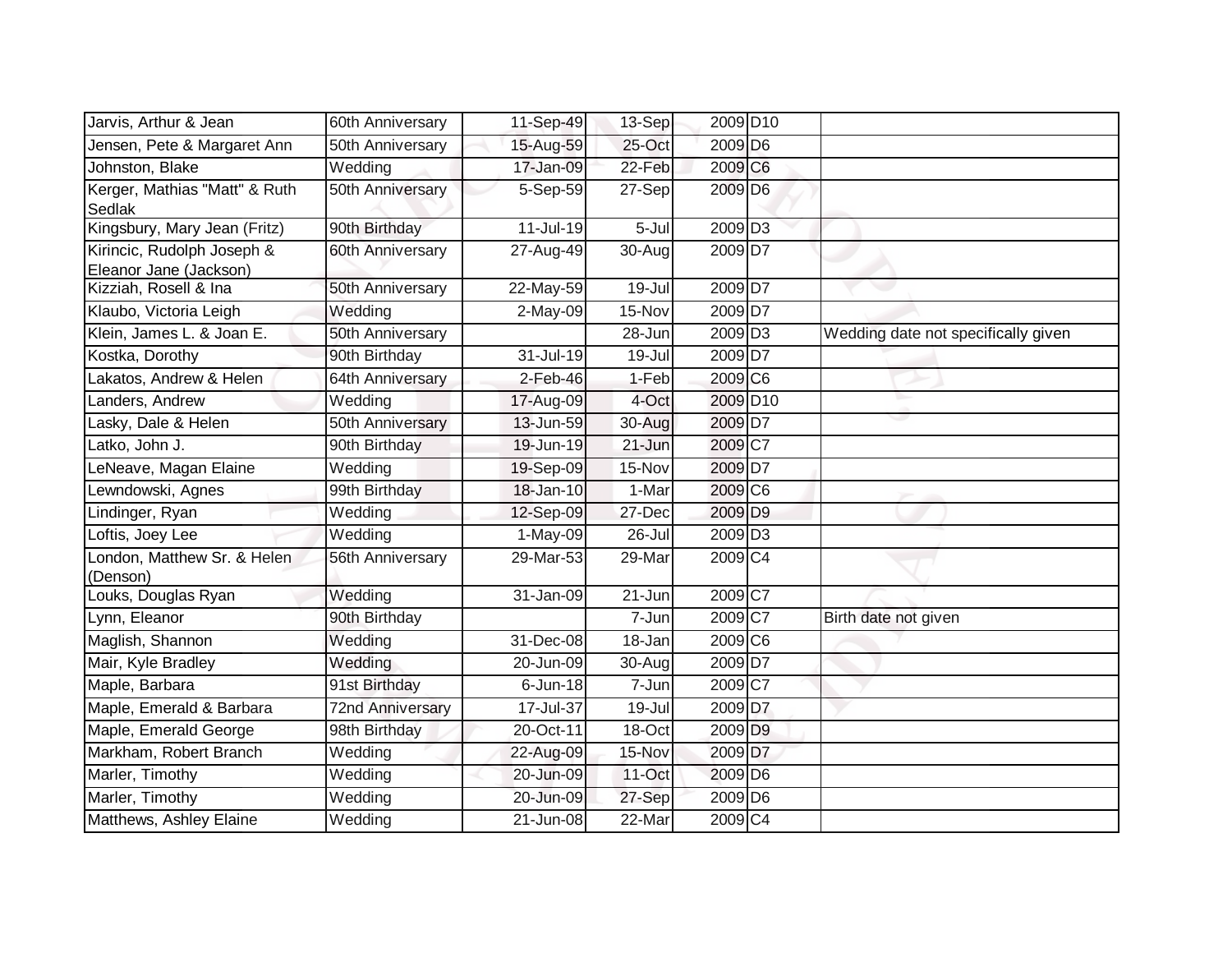| | | | | | | |
|---|---|---|---|---|---|---|
| Jarvis, Arthur & Jean | 60th Anniversary | 11-Sep-49 | 13-Sep | 2009 | D10 | |
| Jensen, Pete & Margaret Ann | 50th Anniversary | 15-Aug-59 | 25-Oct | 2009 | D6 | |
| Johnston, Blake | Wedding | 17-Jan-09 | 22-Feb | 2009 | C6 | |
| Kerger, Mathias "Matt" & Ruth Sedlak | 50th Anniversary | 5-Sep-59 | 27-Sep | 2009 | D6 | |
| Kingsbury, Mary Jean (Fritz) | 90th Birthday | 11-Jul-19 | 5-Jul | 2009 | D3 | |
| Kirincic, Rudolph Joseph & Eleanor Jane (Jackson) | 60th Anniversary | 27-Aug-49 | 30-Aug | 2009 | D7 | |
| Kizziah, Rosell & Ina | 50th Anniversary | 22-May-59 | 19-Jul | 2009 | D7 | |
| Klaubo, Victoria Leigh | Wedding | 2-May-09 | 15-Nov | 2009 | D7 | |
| Klein, James L. & Joan E. | 50th Anniversary | | 28-Jun | 2009 | D3 | Wedding date not specifically given |
| Kostka, Dorothy | 90th Birthday | 31-Jul-19 | 19-Jul | 2009 | D7 | |
| Lakatos, Andrew & Helen | 64th Anniversary | 2-Feb-46 | 1-Feb | 2009 | C6 | |
| Landers, Andrew | Wedding | 17-Aug-09 | 4-Oct | 2009 | D10 | |
| Lasky, Dale & Helen | 50th Anniversary | 13-Jun-59 | 30-Aug | 2009 | D7 | |
| Latko, John J. | 90th Birthday | 19-Jun-19 | 21-Jun | 2009 | C7 | |
| LeNeave, Magan Elaine | Wedding | 19-Sep-09 | 15-Nov | 2009 | D7 | |
| Lewndowski, Agnes | 99th Birthday | 18-Jan-10 | 1-Mar | 2009 | C6 | |
| Lindinger, Ryan | Wedding | 12-Sep-09 | 27-Dec | 2009 | D9 | |
| Loftis, Joey Lee | Wedding | 1-May-09 | 26-Jul | 2009 | D3 | |
| London, Matthew Sr. & Helen (Denson) | 56th Anniversary | 29-Mar-53 | 29-Mar | 2009 | C4 | |
| Louks, Douglas Ryan | Wedding | 31-Jan-09 | 21-Jun | 2009 | C7 | |
| Lynn, Eleanor | 90th Birthday | | 7-Jun | 2009 | C7 | Birth date not given |
| Maglish, Shannon | Wedding | 31-Dec-08 | 18-Jan | 2009 | C6 | |
| Mair, Kyle Bradley | Wedding | 20-Jun-09 | 30-Aug | 2009 | D7 | |
| Maple, Barbara | 91st Birthday | 6-Jun-18 | 7-Jun | 2009 | C7 | |
| Maple, Emerald & Barbara | 72nd Anniversary | 17-Jul-37 | 19-Jul | 2009 | D7 | |
| Maple, Emerald George | 98th Birthday | 20-Oct-11 | 18-Oct | 2009 | D9 | |
| Markham, Robert Branch | Wedding | 22-Aug-09 | 15-Nov | 2009 | D7 | |
| Marler, Timothy | Wedding | 20-Jun-09 | 11-Oct | 2009 | D6 | |
| Marler, Timothy | Wedding | 20-Jun-09 | 27-Sep | 2009 | D6 | |
| Matthews, Ashley Elaine | Wedding | 21-Jun-08 | 22-Mar | 2009 | C4 | |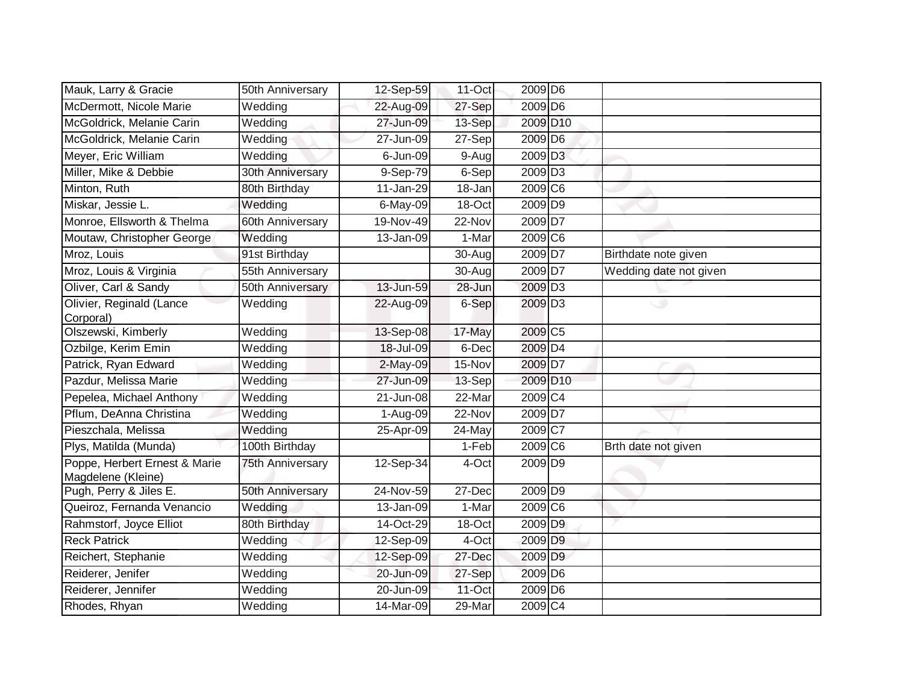| | | | | | | |
|---|---|---|---|---|---|---|
| Mauk, Larry & Gracie | 50th Anniversary | 12-Sep-59 | 11-Oct | 2009 | D6 | |
| McDermott, Nicole Marie | Wedding | 22-Aug-09 | 27-Sep | 2009 | D6 | |
| McGoldrick, Melanie Carin | Wedding | 27-Jun-09 | 13-Sep | 2009 | D10 | |
| McGoldrick, Melanie Carin | Wedding | 27-Jun-09 | 27-Sep | 2009 | D6 | |
| Meyer, Eric William | Wedding | 6-Jun-09 | 9-Aug | 2009 | D3 | |
| Miller, Mike & Debbie | 30th Anniversary | 9-Sep-79 | 6-Sep | 2009 | D3 | |
| Minton, Ruth | 80th Birthday | 11-Jan-29 | 18-Jan | 2009 | C6 | |
| Miskar, Jessie L. | Wedding | 6-May-09 | 18-Oct | 2009 | D9 | |
| Monroe, Ellsworth & Thelma | 60th Anniversary | 19-Nov-49 | 22-Nov | 2009 | D7 | |
| Moutaw, Christopher George | Wedding | 13-Jan-09 | 1-Mar | 2009 | C6 | |
| Mroz, Louis | 91st Birthday | | 30-Aug | 2009 | D7 | Birthdate note given |
| Mroz, Louis & Virginia | 55th Anniversary | | 30-Aug | 2009 | D7 | Wedding date not given |
| Oliver, Carl & Sandy | 50th Anniversary | 13-Jun-59 | 28-Jun | 2009 | D3 | |
| Olivier, Reginald (Lance Corporal) | Wedding | 22-Aug-09 | 6-Sep | 2009 | D3 | |
| Olszewski, Kimberly | Wedding | 13-Sep-08 | 17-May | 2009 | C5 | |
| Ozbilge, Kerim Emin | Wedding | 18-Jul-09 | 6-Dec | 2009 | D4 | |
| Patrick, Ryan Edward | Wedding | 2-May-09 | 15-Nov | 2009 | D7 | |
| Pazdur, Melissa Marie | Wedding | 27-Jun-09 | 13-Sep | 2009 | D10 | |
| Pepelea, Michael Anthony | Wedding | 21-Jun-08 | 22-Mar | 2009 | C4 | |
| Pflum, DeAnna Christina | Wedding | 1-Aug-09 | 22-Nov | 2009 | D7 | |
| Pieszchala, Melissa | Wedding | 25-Apr-09 | 24-May | 2009 | C7 | |
| Plys, Matilda (Munda) | 100th Birthday | | 1-Feb | 2009 | C6 | Brth date not given |
| Poppe, Herbert Ernest & Marie Magdelene (Kleine) | 75th Anniversary | 12-Sep-34 | 4-Oct | 2009 | D9 | |
| Pugh, Perry & Jiles E. | 50th Anniversary | 24-Nov-59 | 27-Dec | 2009 | D9 | |
| Queiroz, Fernanda Venancio | Wedding | 13-Jan-09 | 1-Mar | 2009 | C6 | |
| Rahmstorf, Joyce Elliot | 80th Birthday | 14-Oct-29 | 18-Oct | 2009 | D9 | |
| Reck Patrick | Wedding | 12-Sep-09 | 4-Oct | 2009 | D9 | |
| Reichert, Stephanie | Wedding | 12-Sep-09 | 27-Dec | 2009 | D9 | |
| Reiderer, Jenifer | Wedding | 20-Jun-09 | 27-Sep | 2009 | D6 | |
| Reiderer, Jennifer | Wedding | 20-Jun-09 | 11-Oct | 2009 | D6 | |
| Rhodes, Rhyan | Wedding | 14-Mar-09 | 29-Mar | 2009 | C4 | |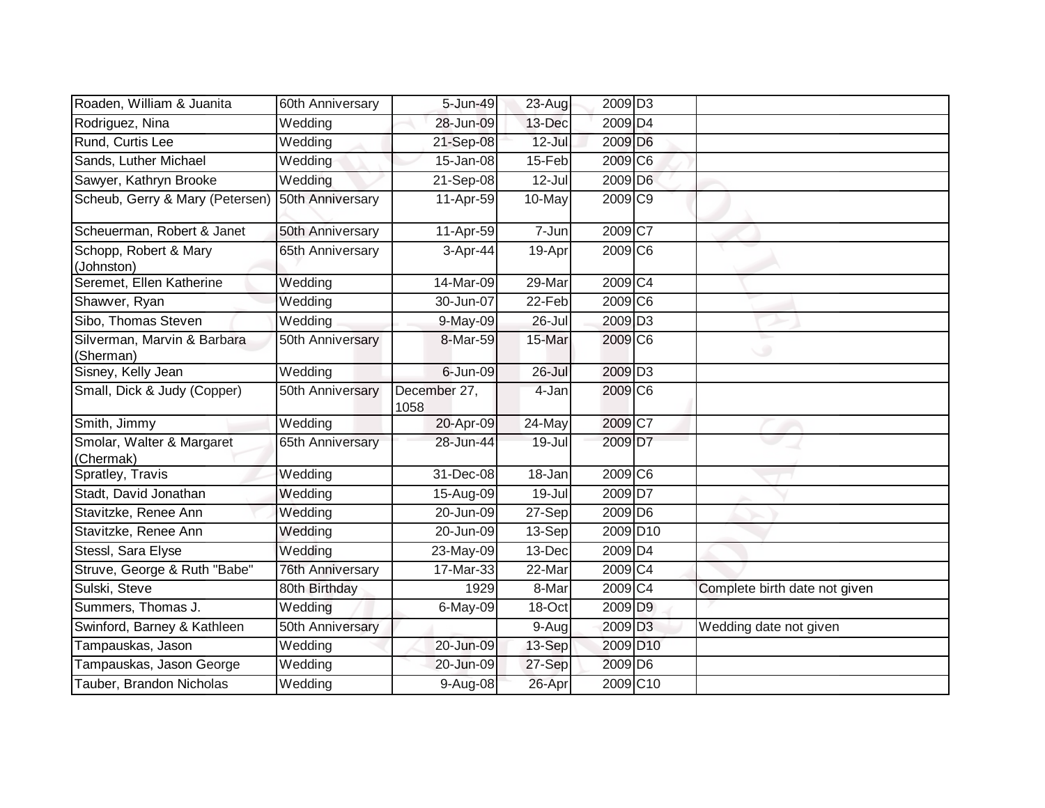| | | | | | | |
|---|---|---|---|---|---|---|
| Roaden, William & Juanita | 60th Anniversary | 5-Jun-49 | 23-Aug | 2009 | D3 | |
| Rodriguez, Nina | Wedding | 28-Jun-09 | 13-Dec | 2009 | D4 | |
| Rund, Curtis Lee | Wedding | 21-Sep-08 | 12-Jul | 2009 | D6 | |
| Sands, Luther Michael | Wedding | 15-Jan-08 | 15-Feb | 2009 | C6 | |
| Sawyer, Kathryn Brooke | Wedding | 21-Sep-08 | 12-Jul | 2009 | D6 | |
| Scheub, Gerry & Mary (Petersen) | 50th Anniversary | 11-Apr-59 | 10-May | 2009 | C9 | |
| Scheuerman, Robert & Janet | 50th Anniversary | 11-Apr-59 | 7-Jun | 2009 | C7 | |
| Schopp, Robert & Mary (Johnston) | 65th Anniversary | 3-Apr-44 | 19-Apr | 2009 | C6 | |
| Seremet, Ellen Katherine | Wedding | 14-Mar-09 | 29-Mar | 2009 | C4 | |
| Shawver, Ryan | Wedding | 30-Jun-07 | 22-Feb | 2009 | C6 | |
| Sibo, Thomas Steven | Wedding | 9-May-09 | 26-Jul | 2009 | D3 | |
| Silverman, Marvin & Barbara (Sherman) | 50th Anniversary | 8-Mar-59 | 15-Mar | 2009 | C6 | |
| Sisney, Kelly Jean | Wedding | 6-Jun-09 | 26-Jul | 2009 | D3 | |
| Small, Dick & Judy (Copper) | 50th Anniversary | December 27, 1058 | 4-Jan | 2009 | C6 | |
| Smith, Jimmy | Wedding | 20-Apr-09 | 24-May | 2009 | C7 | |
| Smolar, Walter & Margaret (Chermak) | 65th Anniversary | 28-Jun-44 | 19-Jul | 2009 | D7 | |
| Spratley, Travis | Wedding | 31-Dec-08 | 18-Jan | 2009 | C6 | |
| Stadt, David Jonathan | Wedding | 15-Aug-09 | 19-Jul | 2009 | D7 | |
| Stavitzke, Renee Ann | Wedding | 20-Jun-09 | 27-Sep | 2009 | D6 | |
| Stavitzke, Renee Ann | Wedding | 20-Jun-09 | 13-Sep | 2009 | D10 | |
| Stessl, Sara Elyse | Wedding | 23-May-09 | 13-Dec | 2009 | D4 | |
| Struve, George & Ruth "Babe" | 76th Anniversary | 17-Mar-33 | 22-Mar | 2009 | C4 | |
| Sulski, Steve | 80th Birthday | 1929 | 8-Mar | 2009 | C4 | Complete birth date not given |
| Summers, Thomas J. | Wedding | 6-May-09 | 18-Oct | 2009 | D9 | |
| Swinford, Barney & Kathleen | 50th Anniversary | | 9-Aug | 2009 | D3 | Wedding date not given |
| Tampauskas, Jason | Wedding | 20-Jun-09 | 13-Sep | 2009 | D10 | |
| Tampauskas, Jason George | Wedding | 20-Jun-09 | 27-Sep | 2009 | D6 | |
| Tauber, Brandon Nicholas | Wedding | 9-Aug-08 | 26-Apr | 2009 | C10 | |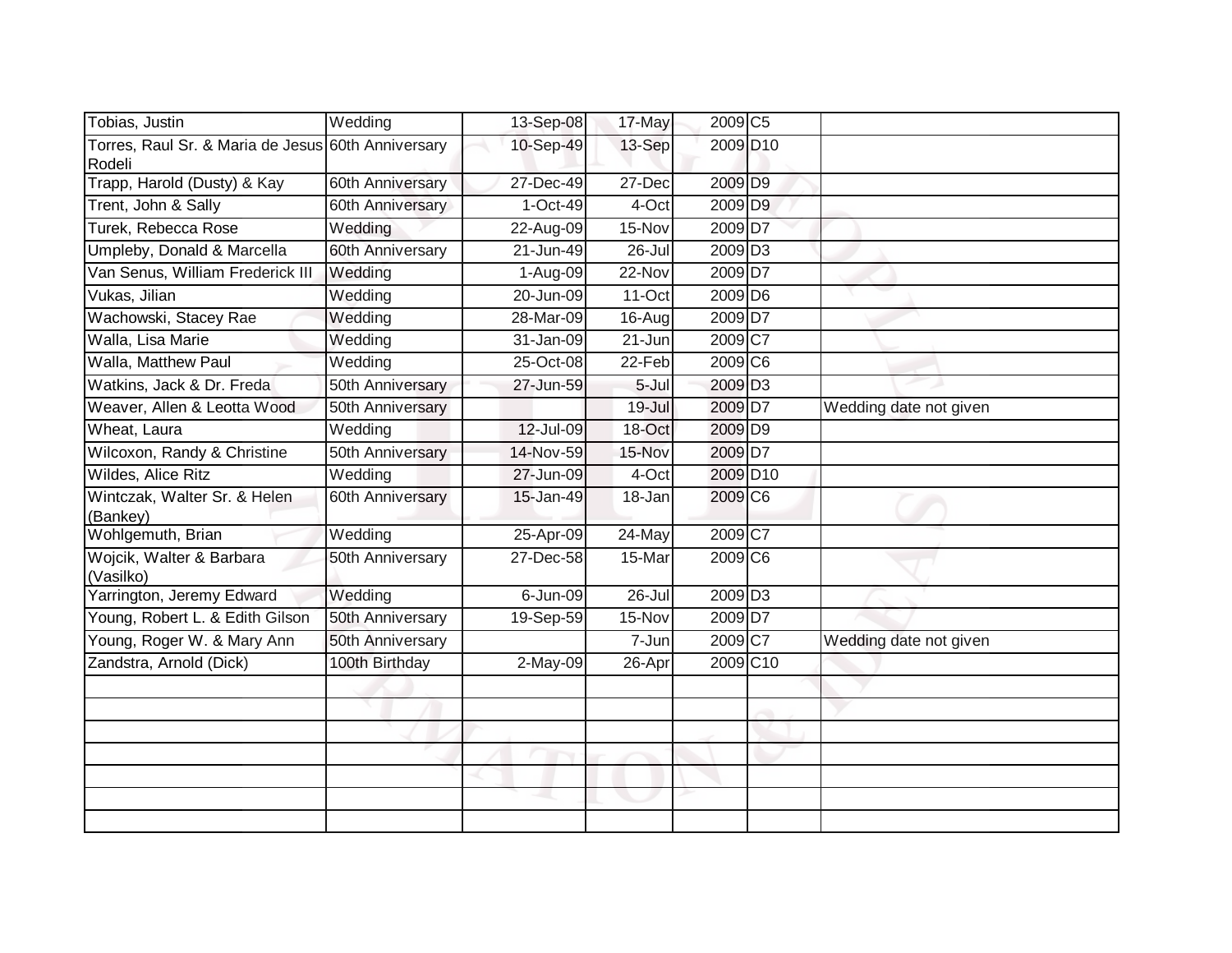| | | | | | | |
|---|---|---|---|---|---|---|
| Tobias, Justin | Wedding | 13-Sep-08 | 17-May | 2009 | C5 | |
| Torres, Raul Sr. & Maria de Jesus Rodeli | 60th Anniversary | 10-Sep-49 | 13-Sep | 2009 | D10 | |
| Trapp, Harold (Dusty) & Kay | 60th Anniversary | 27-Dec-49 | 27-Dec | 2009 | D9 | |
| Trent, John & Sally | 60th Anniversary | 1-Oct-49 | 4-Oct | 2009 | D9 | |
| Turek, Rebecca Rose | Wedding | 22-Aug-09 | 15-Nov | 2009 | D7 | |
| Umpleby, Donald & Marcella | 60th Anniversary | 21-Jun-49 | 26-Jul | 2009 | D3 | |
| Van Senus, William Frederick III | Wedding | 1-Aug-09 | 22-Nov | 2009 | D7 | |
| Vukas, Jilian | Wedding | 20-Jun-09 | 11-Oct | 2009 | D6 | |
| Wachowski, Stacey Rae | Wedding | 28-Mar-09 | 16-Aug | 2009 | D7 | |
| Walla, Lisa Marie | Wedding | 31-Jan-09 | 21-Jun | 2009 | C7 | |
| Walla, Matthew Paul | Wedding | 25-Oct-08 | 22-Feb | 2009 | C6 | |
| Watkins, Jack & Dr. Freda | 50th Anniversary | 27-Jun-59 | 5-Jul | 2009 | D3 | |
| Weaver, Allen & Leotta Wood | 50th Anniversary | | 19-Jul | 2009 | D7 | Wedding date not given |
| Wheat, Laura | Wedding | 12-Jul-09 | 18-Oct | 2009 | D9 | |
| Wilcoxon, Randy & Christine | 50th Anniversary | 14-Nov-59 | 15-Nov | 2009 | D7 | |
| Wildes, Alice Ritz | Wedding | 27-Jun-09 | 4-Oct | 2009 | D10 | |
| Wintczak, Walter Sr. & Helen (Bankey) | 60th Anniversary | 15-Jan-49 | 18-Jan | 2009 | C6 | |
| Wohlgemuth, Brian | Wedding | 25-Apr-09 | 24-May | 2009 | C7 | |
| Wojcik, Walter & Barbara (Vasilko) | 50th Anniversary | 27-Dec-58 | 15-Mar | 2009 | C6 | |
| Yarrington, Jeremy Edward | Wedding | 6-Jun-09 | 26-Jul | 2009 | D3 | |
| Young, Robert L. & Edith Gilson | 50th Anniversary | 19-Sep-59 | 15-Nov | 2009 | D7 | |
| Young, Roger W. & Mary Ann | 50th Anniversary | | 7-Jun | 2009 | C7 | Wedding date not given |
| Zandstra, Arnold (Dick) | 100th Birthday | 2-May-09 | 26-Apr | 2009 | C10 | |
| | | | | | | |
| | | | | | | |
| | | | | | | |
| | | | | | | |
| | | | | | | |
| | | | | | | |
| | | | | | | |